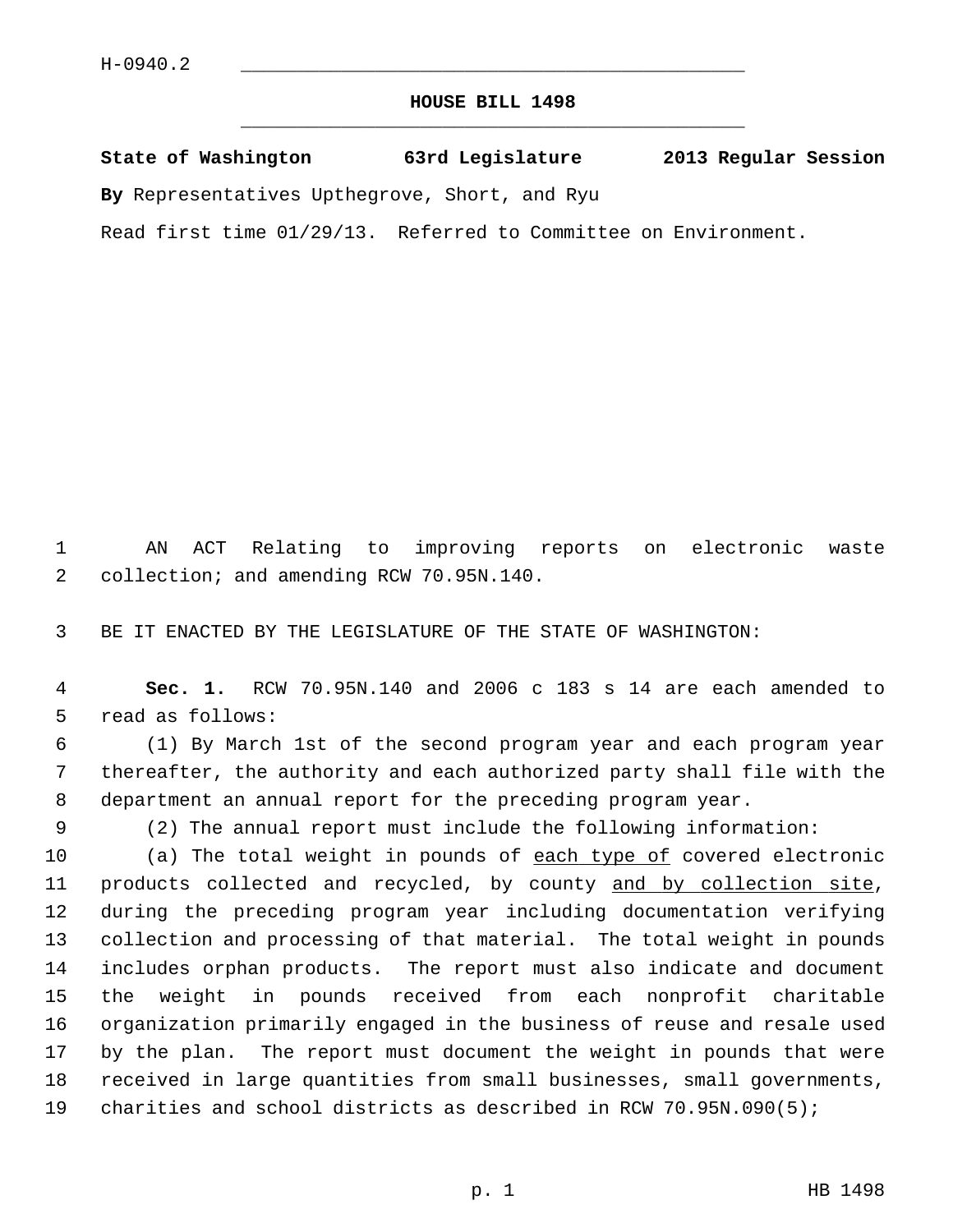H-0940.2

# HOUSE BILL 1498

**State of Washington 63rd Legislature 2013 Regular Session**

**By** Representatives Upthegrove, Short, and Ryu

Read first time 01/29/13. Referred to Committee on Environment.

AN ACT Relating to improving reports on electronic waste collection; and amending RCW 70.95N.140.

BE IT ENACTED BY THE LEGISLATURE OF THE STATE OF WASHINGTON:

**Sec. 1.** RCW 70.95N.140 and 2006 c 183 s 14 are each amended to read as follows:

(1) By March 1st of the second program year and each program year thereafter, the authority and each authorized party shall file with the department an annual report for the preceding program year.

(2) The annual report must include the following information:

(a) The total weight in pounds of <u>each type of</u> covered electronic products collected and recycled, by county <u>and by collection site</u>, during the preceding program year including documentation verifying collection and processing of that material. The total weight in pounds includes orphan products. The report must also indicate and document the weight in pounds received from each nonprofit charitable organization primarily engaged in the business of reuse and resale used by the plan. The report must document the weight in pounds that were received in large quantities from small businesses, small governments, charities and school districts as described in RCW 70.95N.090(5);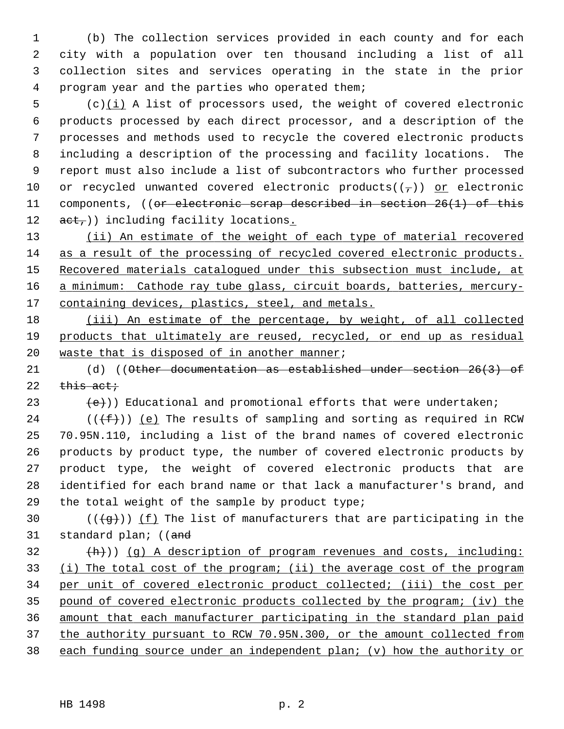(b) The collection services provided in each county and for each city with a population over ten thousand including a list of all collection sites and services operating in the state in the prior program year and the parties who operated them;

(c)(i) A list of processors used, the weight of covered electronic products processed by each direct processor, and a description of the processes and methods used to recycle the covered electronic products including a description of the processing and facility locations. The report must also include a list of subcontractors who further processed or recycled unwanted covered electronic products((~~,~~)) or electronic components, ((~~or electronic scrap described in section 26(1) of this act,~~)) including facility locations.

(ii) An estimate of the weight of each type of material recovered as a result of the processing of recycled covered electronic products. Recovered materials catalogued under this subsection must include, at a minimum: Cathode ray tube glass, circuit boards, batteries, mercury-containing devices, plastics, steel, and metals.

(iii) An estimate of the percentage, by weight, of all collected products that ultimately are reused, recycled, or end up as residual waste that is disposed of in another manner;

(d) ((~~Other documentation as established under section 26(3) of this act;~~

~~(e)~~)) Educational and promotional efforts that were undertaken;

((~~(f)~~)) (e) The results of sampling and sorting as required in RCW 70.95N.110, including a list of the brand names of covered electronic products by product type, the number of covered electronic products by product type, the weight of covered electronic products that are identified for each brand name or that lack a manufacturer's brand, and the total weight of the sample by product type;

((~~(g)~~)) (f) The list of manufacturers that are participating in the standard plan; ((~~and~~

~~(h)~~)) (g) A description of program revenues and costs, including: (i) The total cost of the program; (ii) the average cost of the program per unit of covered electronic product collected; (iii) the cost per pound of covered electronic products collected by the program; (iv) the amount that each manufacturer participating in the standard plan paid the authority pursuant to RCW 70.95N.300, or the amount collected from each funding source under an independent plan; (v) how the authority or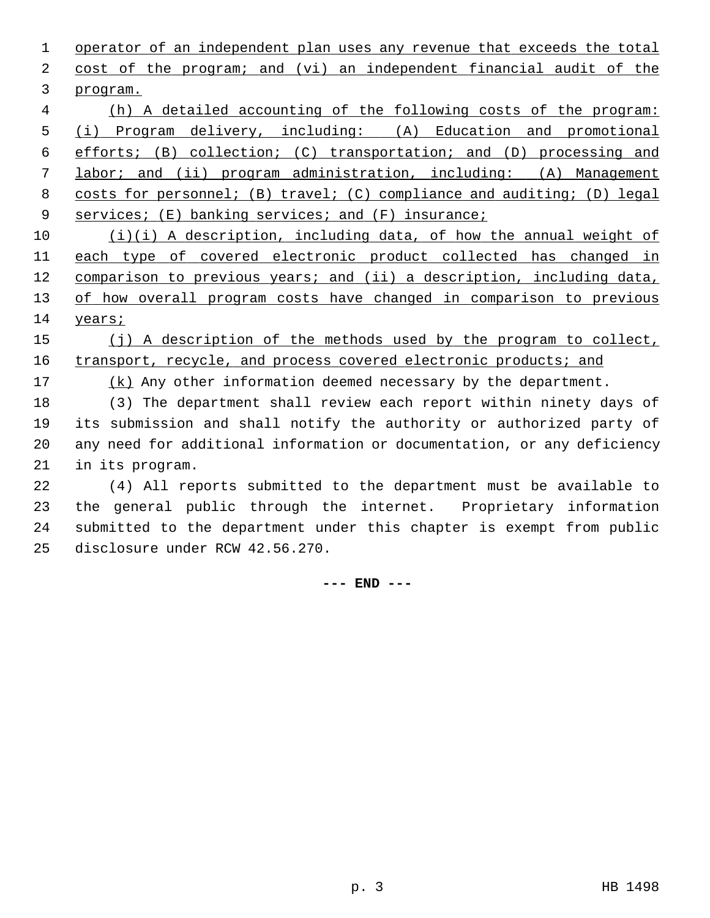operator of an independent plan uses any revenue that exceeds the total cost of the program; and (vi) an independent financial audit of the program.

(h) A detailed accounting of the following costs of the program: (i) Program delivery, including: (A) Education and promotional efforts; (B) collection; (C) transportation; and (D) processing and labor; and (ii) program administration, including: (A) Management costs for personnel; (B) travel; (C) compliance and auditing; (D) legal services; (E) banking services; and (F) insurance;

(i)(i) A description, including data, of how the annual weight of each type of covered electronic product collected has changed in comparison to previous years; and (ii) a description, including data, of how overall program costs have changed in comparison to previous years;

(j) A description of the methods used by the program to collect, transport, recycle, and process covered electronic products; and

(k) Any other information deemed necessary by the department.

(3) The department shall review each report within ninety days of its submission and shall notify the authority or authorized party of any need for additional information or documentation, or any deficiency in its program.

(4) All reports submitted to the department must be available to the general public through the internet. Proprietary information submitted to the department under this chapter is exempt from public disclosure under RCW 42.56.270.

**--- END ---**